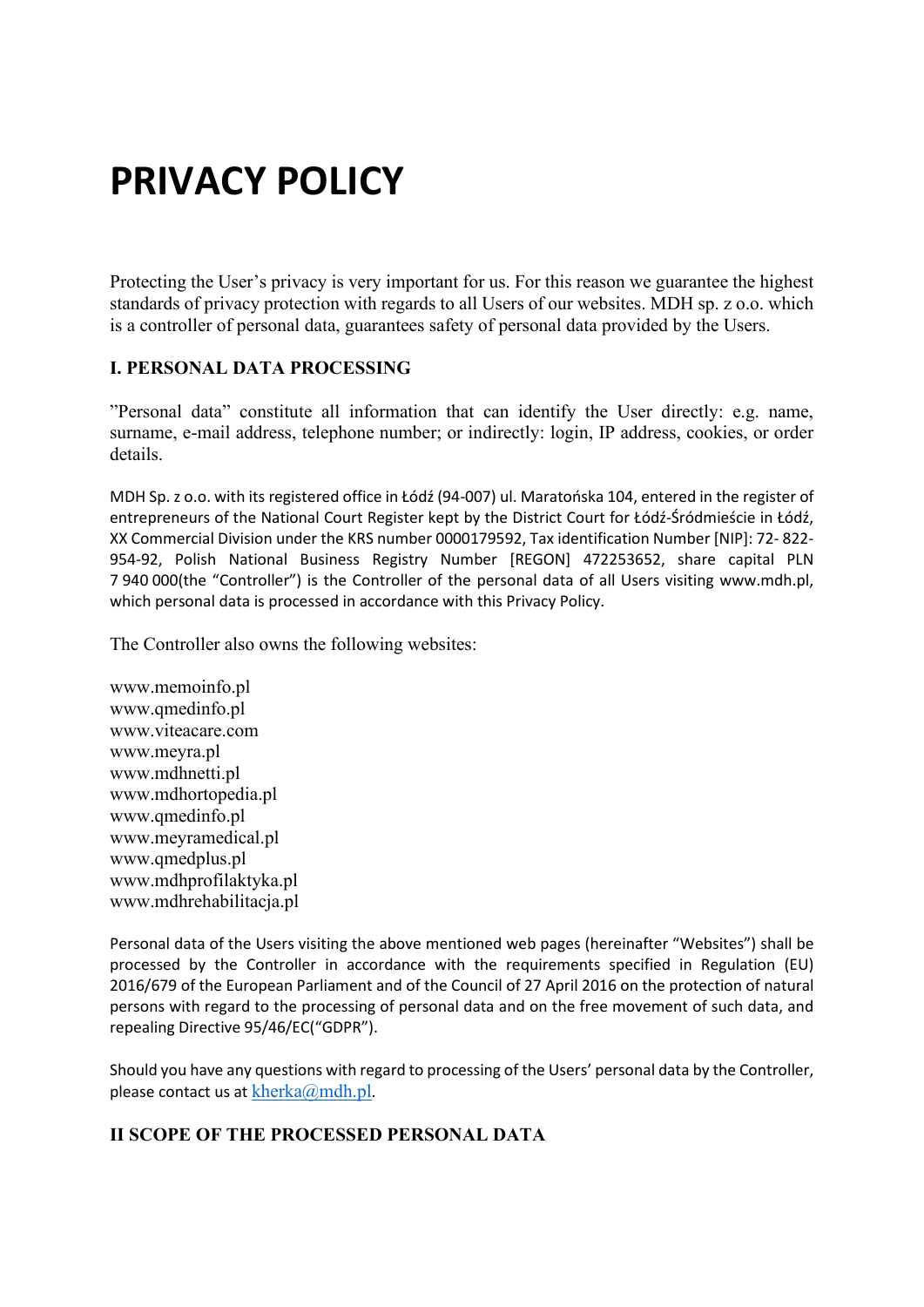# PRIVACY POLICY

Protecting the User's privacy is very important for us. For this reason we guarantee the highest standards of privacy protection with regards to all Users of our websites. MDH sp. z o.o. which is a controller of personal data, guarantees safety of personal data provided by the Users.

## I. PERSONAL DATA PROCESSING

"Personal data" constitute all information that can identify the User directly: e.g. name, surname, e-mail address, telephone number; or indirectly: login, IP address, cookies, or order details.

MDH Sp. z o.o. with its registered office in Łódź (94-007) ul. Maratońska 104, entered in the register of entrepreneurs of the National Court Register kept by the District Court for Łódź-Śródmieście in Łódź, XX Commercial Division under the KRS number 0000179592, Tax identification Number [NIP]: 72- 822-954-92, Polish National Business Registry Number [REGON] 472253652, share capital PLN 7 940 000(the "Controller") is the Controller of the personal data of all Users visiting www.mdh.pl, which personal data is processed in accordance with this Privacy Policy.

The Controller also owns the following websites:

www.memoinfo.pl
www.qmedinfo.pl
www.viteacare.com
www.meyra.pl
www.mdhnetti.pl
www.mdhortopedia.pl
www.qmedinfo.pl
www.meyramedical.pl
www.qmedplus.pl
www.mdhprofilaktyka.pl
www.mdhrehabilitacja.pl

Personal data of the Users visiting the above mentioned web pages (hereinafter "Websites") shall be processed by the Controller in accordance with the requirements specified in Regulation (EU) 2016/679 of the European Parliament and of the Council of 27 April 2016 on the protection of natural persons with regard to the processing of personal data and on the free movement of such data, and repealing Directive 95/46/EC("GDPR").

Should you have any questions with regard to processing of the Users' personal data by the Controller, please contact us at kherka@mdh.pl.

## II SCOPE OF THE PROCESSED PERSONAL DATA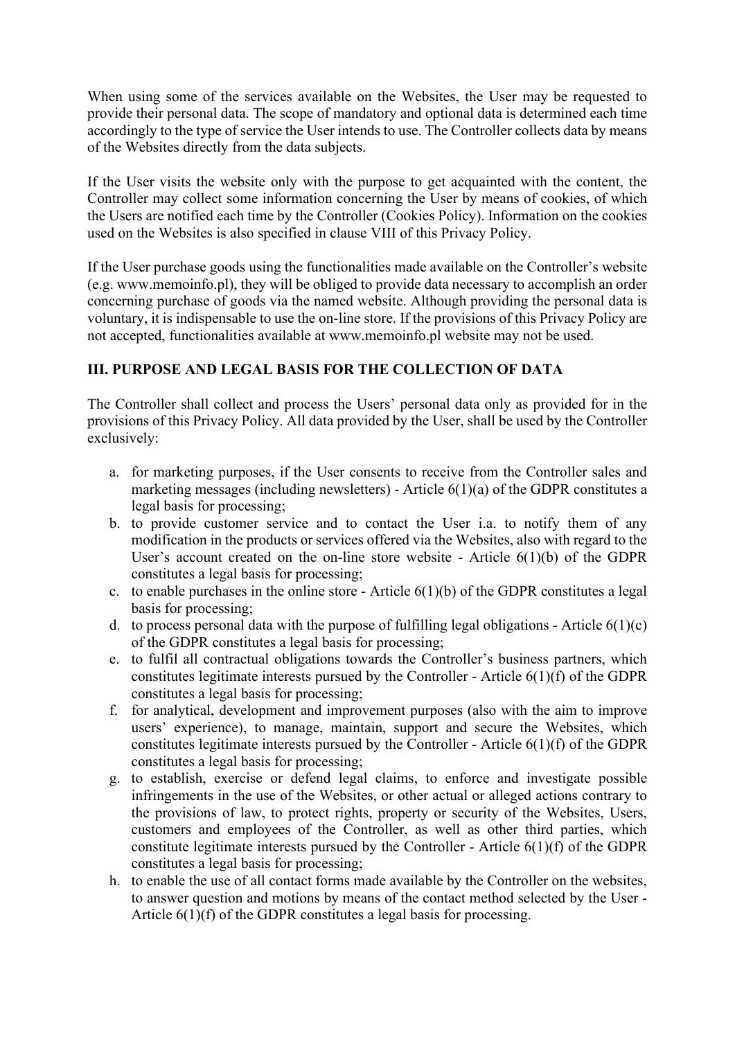When using some of the services available on the Websites, the User may be requested to provide their personal data. The scope of mandatory and optional data is determined each time accordingly to the type of service the User intends to use. The Controller collects data by means of the Websites directly from the data subjects.

If the User visits the website only with the purpose to get acquainted with the content, the Controller may collect some information concerning the User by means of cookies, of which the Users are notified each time by the Controller (Cookies Policy). Information on the cookies used on the Websites is also specified in clause VIII of this Privacy Policy.

If the User purchase goods using the functionalities made available on the Controller's website (e.g. www.memoinfo.pl), they will be obliged to provide data necessary to accomplish an order concerning purchase of goods via the named website. Although providing the personal data is voluntary, it is indispensable to use the on-line store. If the provisions of this Privacy Policy are not accepted, functionalities available at www.memoinfo.pl website may not be used.

## III. PURPOSE AND LEGAL BASIS FOR THE COLLECTION OF DATA

The Controller shall collect and process the Users' personal data only as provided for in the provisions of this Privacy Policy. All data provided by the User, shall be used by the Controller exclusively:

a. for marketing purposes, if the User consents to receive from the Controller sales and marketing messages (including newsletters) - Article 6(1)(a) of the GDPR constitutes a legal basis for processing;
b. to provide customer service and to contact the User i.a. to notify them of any modification in the products or services offered via the Websites, also with regard to the User's account created on the on-line store website - Article 6(1)(b) of the GDPR constitutes a legal basis for processing;
c. to enable purchases in the online store - Article 6(1)(b) of the GDPR constitutes a legal basis for processing;
d. to process personal data with the purpose of fulfilling legal obligations - Article 6(1)(c) of the GDPR constitutes a legal basis for processing;
e. to fulfil all contractual obligations towards the Controller's business partners, which constitutes legitimate interests pursued by the Controller - Article 6(1)(f) of the GDPR constitutes a legal basis for processing;
f. for analytical, development and improvement purposes (also with the aim to improve users' experience), to manage, maintain, support and secure the Websites, which constitutes legitimate interests pursued by the Controller - Article 6(1)(f) of the GDPR constitutes a legal basis for processing;
g. to establish, exercise or defend legal claims, to enforce and investigate possible infringements in the use of the Websites, or other actual or alleged actions contrary to the provisions of law, to protect rights, property or security of the Websites, Users, customers and employees of the Controller, as well as other third parties, which constitute legitimate interests pursued by the Controller - Article 6(1)(f) of the GDPR constitutes a legal basis for processing;
h. to enable the use of all contact forms made available by the Controller on the websites, to answer question and motions by means of the contact method selected by the User - Article 6(1)(f) of the GDPR constitutes a legal basis for processing.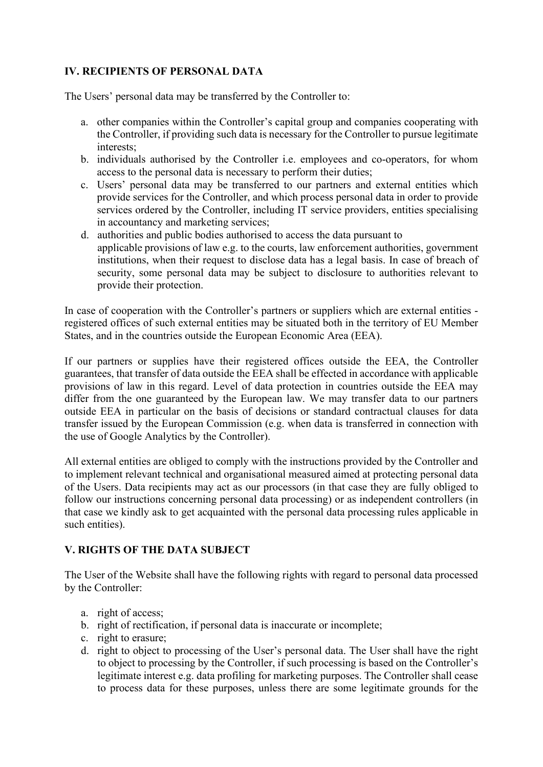## IV. RECIPIENTS OF PERSONAL DATA

The Users' personal data may be transferred by the Controller to:

a. other companies within the Controller's capital group and companies cooperating with the Controller, if providing such data is necessary for the Controller to pursue legitimate interests;
b. individuals authorised by the Controller i.e. employees and co-operators, for whom access to the personal data is necessary to perform their duties;
c. Users' personal data may be transferred to our partners and external entities which provide services for the Controller, and which process personal data in order to provide services ordered by the Controller, including IT service providers, entities specialising in accountancy and marketing services;
d. authorities and public bodies authorised to access the data pursuant to applicable provisions of law e.g. to the courts, law enforcement authorities, government institutions, when their request to disclose data has a legal basis. In case of breach of security, some personal data may be subject to disclosure to authorities relevant to provide their protection.

In case of cooperation with the Controller's partners or suppliers which are external entities - registered offices of such external entities may be situated both in the territory of EU Member States, and in the countries outside the European Economic Area (EEA).

If our partners or supplies have their registered offices outside the EEA, the Controller guarantees, that transfer of data outside the EEA shall be effected in accordance with applicable provisions of law in this regard. Level of data protection in countries outside the EEA may differ from the one guaranteed by the European law. We may transfer data to our partners outside EEA in particular on the basis of decisions or standard contractual clauses for data transfer issued by the European Commission (e.g. when data is transferred in connection with the use of Google Analytics by the Controller).

All external entities are obliged to comply with the instructions provided by the Controller and to implement relevant technical and organisational measured aimed at protecting personal data of the Users. Data recipients may act as our processors (in that case they are fully obliged to follow our instructions concerning personal data processing) or as independent controllers (in that case we kindly ask to get acquainted with the personal data processing rules applicable in such entities).

## V. RIGHTS OF THE DATA SUBJECT

The User of the Website shall have the following rights with regard to personal data processed by the Controller:

a. right of access;
b. right of rectification, if personal data is inaccurate or incomplete;
c. right to erasure;
d. right to object to processing of the User's personal data. The User shall have the right to object to processing by the Controller, if such processing is based on the Controller's legitimate interest e.g. data profiling for marketing purposes. The Controller shall cease to process data for these purposes, unless there are some legitimate grounds for the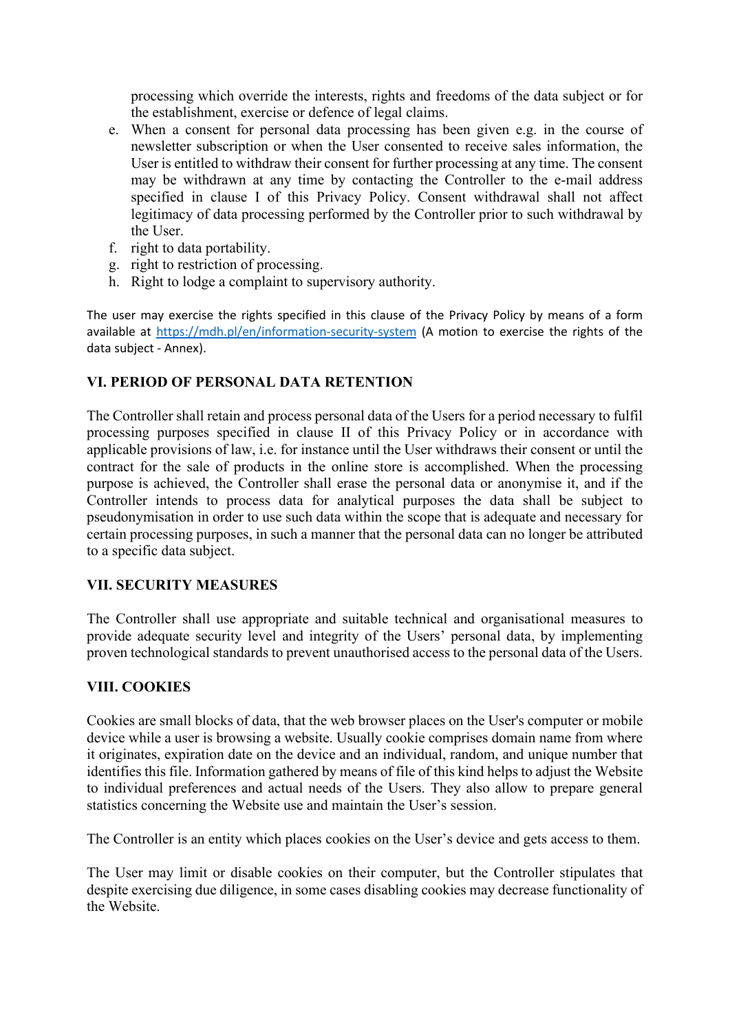processing which override the interests, rights and freedoms of the data subject or for the establishment, exercise or defence of legal claims.

e. When a consent for personal data processing has been given e.g. in the course of newsletter subscription or when the User consented to receive sales information, the User is entitled to withdraw their consent for further processing at any time. The consent may be withdrawn at any time by contacting the Controller to the e-mail address specified in clause I of this Privacy Policy. Consent withdrawal shall not affect legitimacy of data processing performed by the Controller prior to such withdrawal by the User.
f. right to data portability.
g. right to restriction of processing.
h. Right to lodge a complaint to supervisory authority.

The user may exercise the rights specified in this clause of the Privacy Policy by means of a form available at [https://mdh.pl/en/information-security-system](https://mdh.pl/en/information-security-system) (A motion to exercise the rights of the data subject - Annex).

## VI. PERIOD OF PERSONAL DATA RETENTION

The Controller shall retain and process personal data of the Users for a period necessary to fulfil processing purposes specified in clause II of this Privacy Policy or in accordance with applicable provisions of law, i.e. for instance until the User withdraws their consent or until the contract for the sale of products in the online store is accomplished. When the processing purpose is achieved, the Controller shall erase the personal data or anonymise it, and if the Controller intends to process data for analytical purposes the data shall be subject to pseudonymisation in order to use such data within the scope that is adequate and necessary for certain processing purposes, in such a manner that the personal data can no longer be attributed to a specific data subject.

## VII. SECURITY MEASURES

The Controller shall use appropriate and suitable technical and organisational measures to provide adequate security level and integrity of the Users' personal data, by implementing proven technological standards to prevent unauthorised access to the personal data of the Users.

## VIII. COOKIES

Cookies are small blocks of data, that the web browser places on the User's computer or mobile device while a user is browsing a website. Usually cookie comprises domain name from where it originates, expiration date on the device and an individual, random, and unique number that identifies this file. Information gathered by means of file of this kind helps to adjust the Website to individual preferences and actual needs of the Users. They also allow to prepare general statistics concerning the Website use and maintain the User's session.

The Controller is an entity which places cookies on the User's device and gets access to them.

The User may limit or disable cookies on their computer, but the Controller stipulates that despite exercising due diligence, in some cases disabling cookies may decrease functionality of the Website.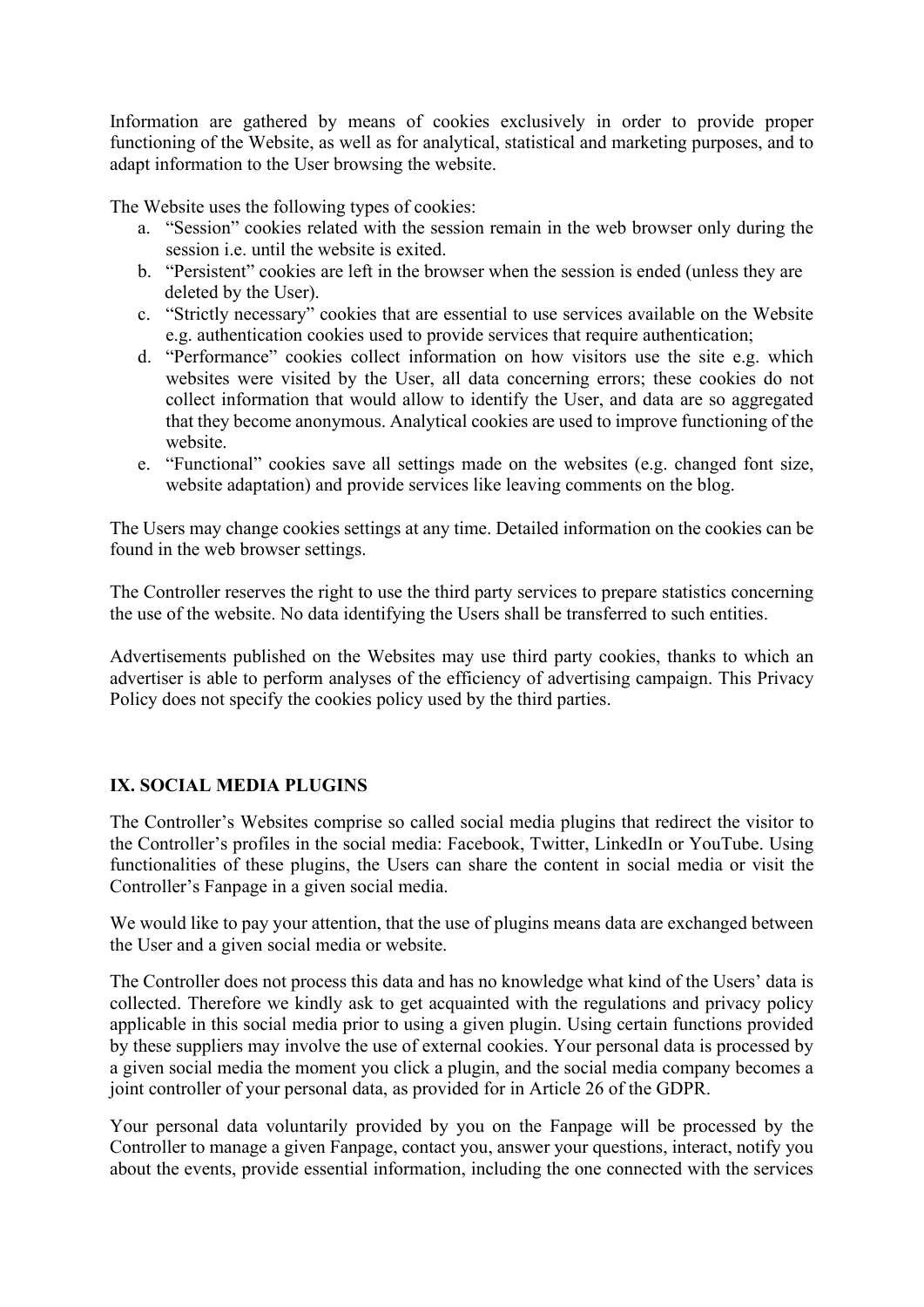Information are gathered by means of cookies exclusively in order to provide proper functioning of the Website, as well as for analytical, statistical and marketing purposes, and to adapt information to the User browsing the website.

The Website uses the following types of cookies:

a. "Session" cookies related with the session remain in the web browser only during the session i.e. until the website is exited.
b. "Persistent" cookies are left in the browser when the session is ended (unless they are deleted by the User).
c. "Strictly necessary" cookies that are essential to use services available on the Website e.g. authentication cookies used to provide services that require authentication;
d. "Performance" cookies collect information on how visitors use the site e.g. which websites were visited by the User, all data concerning errors; these cookies do not collect information that would allow to identify the User, and data are so aggregated that they become anonymous. Analytical cookies are used to improve functioning of the website.
e. "Functional" cookies save all settings made on the websites (e.g. changed font size, website adaptation) and provide services like leaving comments on the blog.

The Users may change cookies settings at any time. Detailed information on the cookies can be found in the web browser settings.

The Controller reserves the right to use the third party services to prepare statistics concerning the use of the website. No data identifying the Users shall be transferred to such entities.

Advertisements published on the Websites may use third party cookies, thanks to which an advertiser is able to perform analyses of the efficiency of advertising campaign. This Privacy Policy does not specify the cookies policy used by the third parties.

## IX. SOCIAL MEDIA PLUGINS

The Controller's Websites comprise so called social media plugins that redirect the visitor to the Controller's profiles in the social media: Facebook, Twitter, LinkedIn or YouTube. Using functionalities of these plugins, the Users can share the content in social media or visit the Controller's Fanpage in a given social media.

We would like to pay your attention, that the use of plugins means data are exchanged between the User and a given social media or website.

The Controller does not process this data and has no knowledge what kind of the Users' data is collected. Therefore we kindly ask to get acquainted with the regulations and privacy policy applicable in this social media prior to using a given plugin. Using certain functions provided by these suppliers may involve the use of external cookies. Your personal data is processed by a given social media the moment you click a plugin, and the social media company becomes a joint controller of your personal data, as provided for in Article 26 of the GDPR.

Your personal data voluntarily provided by you on the Fanpage will be processed by the Controller to manage a given Fanpage, contact you, answer your questions, interact, notify you about the events, provide essential information, including the one connected with the services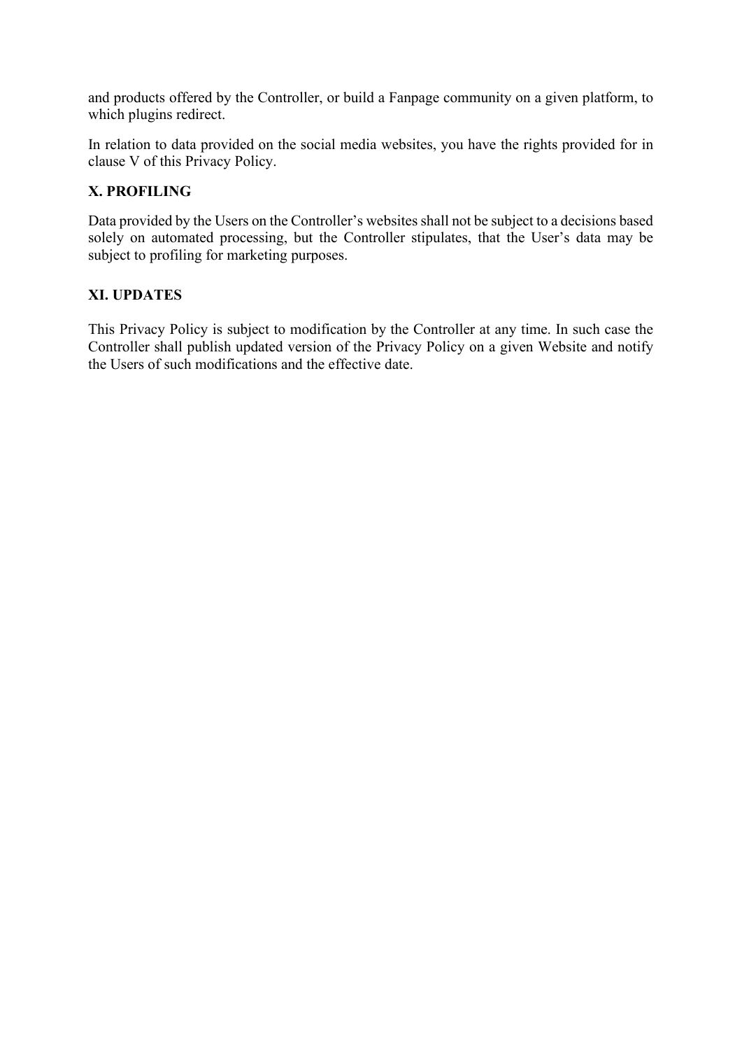and products offered by the Controller, or build a Fanpage community on a given platform, to which plugins redirect.

In relation to data provided on the social media websites, you have the rights provided for in clause V of this Privacy Policy.

## X. PROFILING

Data provided by the Users on the Controller's websites shall not be subject to a decisions based solely on automated processing, but the Controller stipulates, that the User's data may be subject to profiling for marketing purposes.

## XI. UPDATES

This Privacy Policy is subject to modification by the Controller at any time. In such case the Controller shall publish updated version of the Privacy Policy on a given Website and notify the Users of such modifications and the effective date.